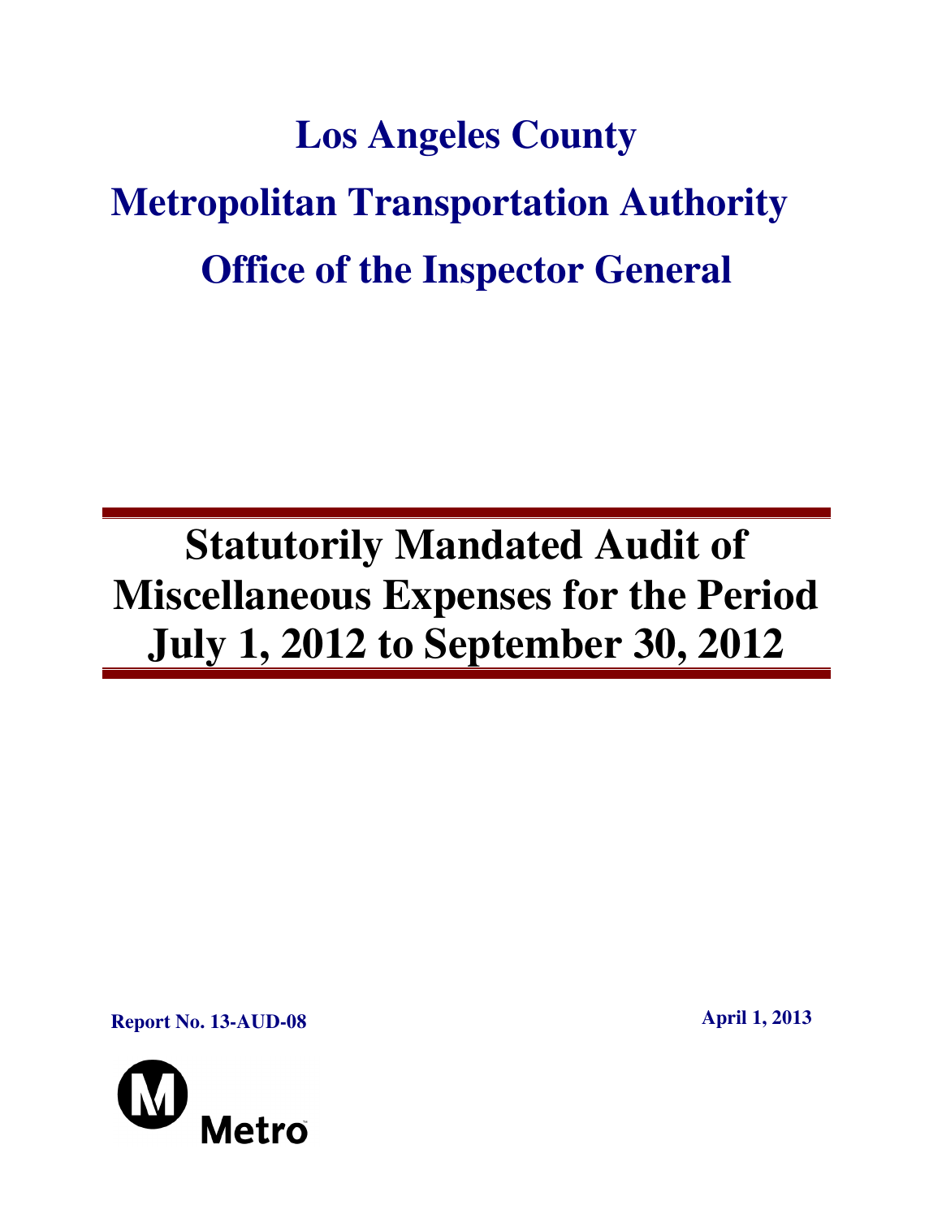# Los Angeles County

# Metropolitan Transportation Authority

# Office of the Inspector General

## Statutorily Mandated Audit of Miscellaneous Expenses for the Period July 1, 2012 to September 30, 2012

**Report No. 13-AUD-08**

**April 1, 2013**

Metro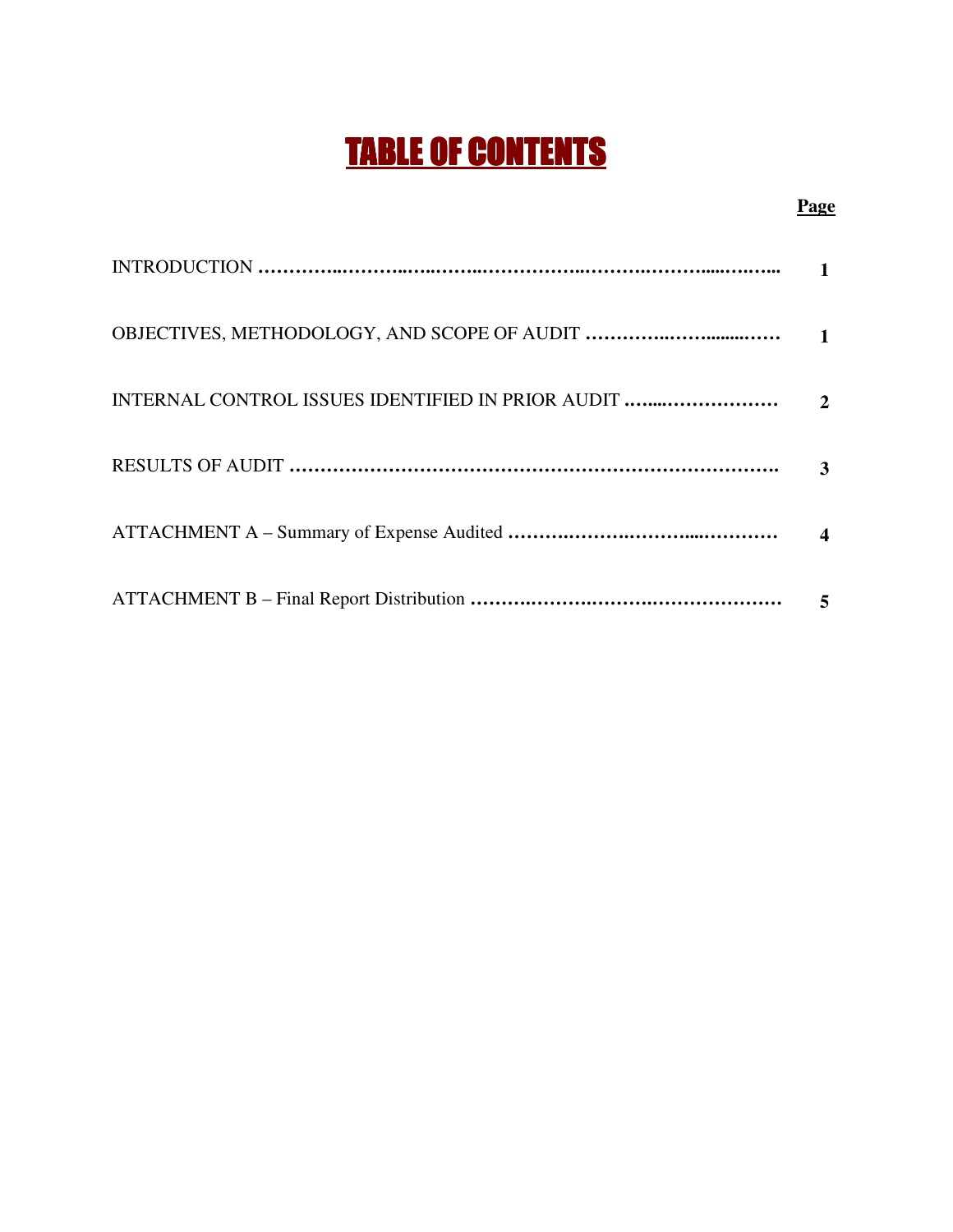# TABLE OF CONTENTS

| | Page |
|---|---|
| INTRODUCTION | 1 |
| OBJECTIVES, METHODOLOGY, AND SCOPE OF AUDIT | 1 |
| INTERNAL CONTROL ISSUES IDENTIFIED IN PRIOR AUDIT | 2 |
| RESULTS OF AUDIT | 3 |
| ATTACHMENT A – Summary of Expense Audited | 4 |
| ATTACHMENT B – Final Report Distribution | 5 |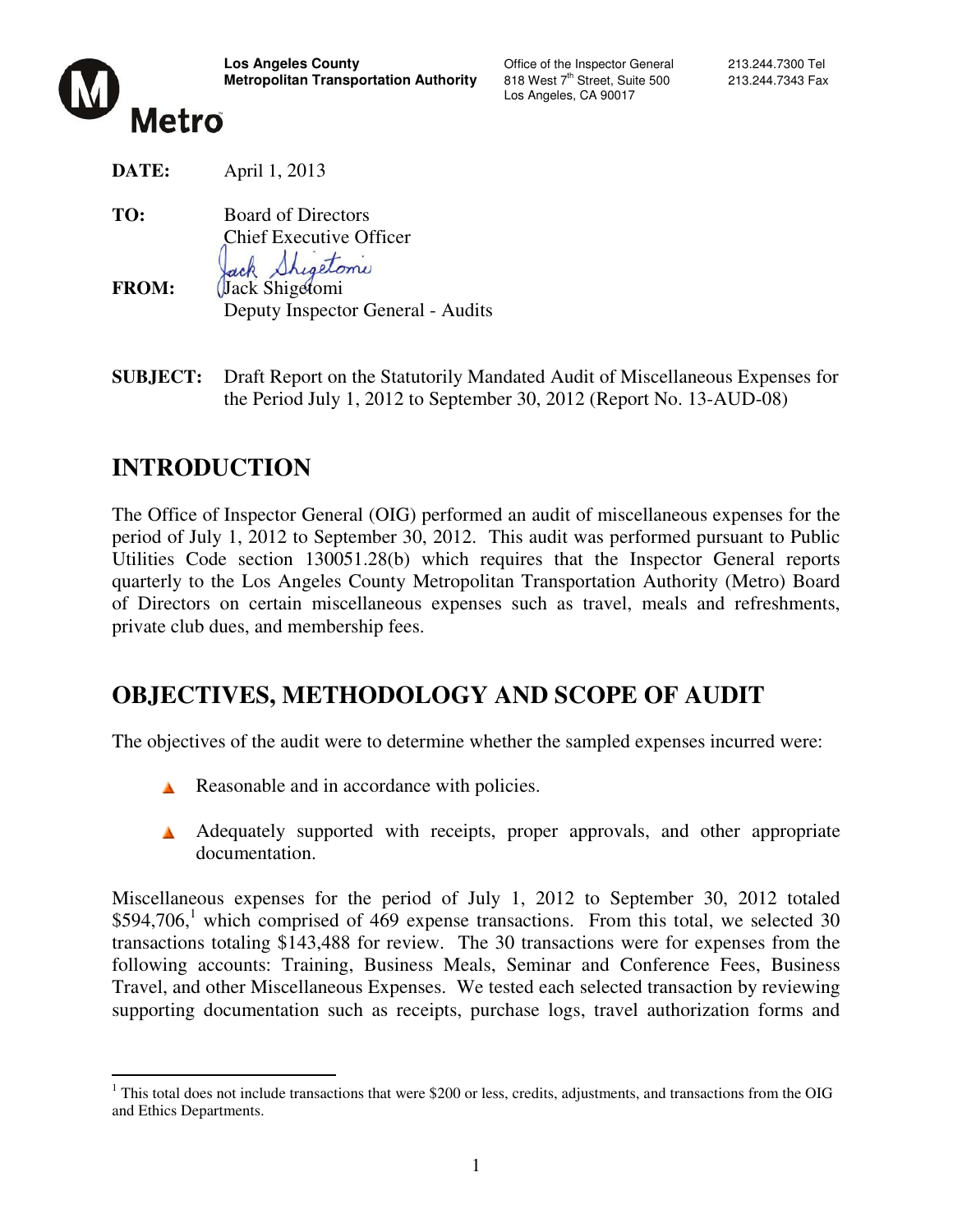**Los Angeles County**
**Metropolitan Transportation Authority**

Office of the Inspector General
818 West 7th Street, Suite 500
Los Angeles, CA 90017

213.244.7300 Tel
213.244.7343 Fax

Metro

**DATE:** April 1, 2013

**TO:** Board of Directors
Chief Executive Officer

**FROM:** Jack Shigetomi
Deputy Inspector General - Audits

**SUBJECT:** Draft Report on the Statutorily Mandated Audit of Miscellaneous Expenses for the Period July 1, 2012 to September 30, 2012 (Report No. 13-AUD-08)

# INTRODUCTION

The Office of Inspector General (OIG) performed an audit of miscellaneous expenses for the period of July 1, 2012 to September 30, 2012. This audit was performed pursuant to Public Utilities Code section 130051.28(b) which requires that the Inspector General reports quarterly to the Los Angeles County Metropolitan Transportation Authority (Metro) Board of Directors on certain miscellaneous expenses such as travel, meals and refreshments, private club dues, and membership fees.

# OBJECTIVES, METHODOLOGY AND SCOPE OF AUDIT

The objectives of the audit were to determine whether the sampled expenses incurred were:

- Reasonable and in accordance with policies.
- Adequately supported with receipts, proper approvals, and other appropriate documentation.

Miscellaneous expenses for the period of July 1, 2012 to September 30, 2012 totaled $594,706,[1] which comprised of 469 expense transactions. From this total, we selected 30 transactions totaling $143,488 for review. The 30 transactions were for expenses from the following accounts: Training, Business Meals, Seminar and Conference Fees, Business Travel, and other Miscellaneous Expenses. We tested each selected transaction by reviewing supporting documentation such as receipts, purchase logs, travel authorization forms and

[1] This total does not include transactions that were $200 or less, credits, adjustments, and transactions from the OIG and Ethics Departments.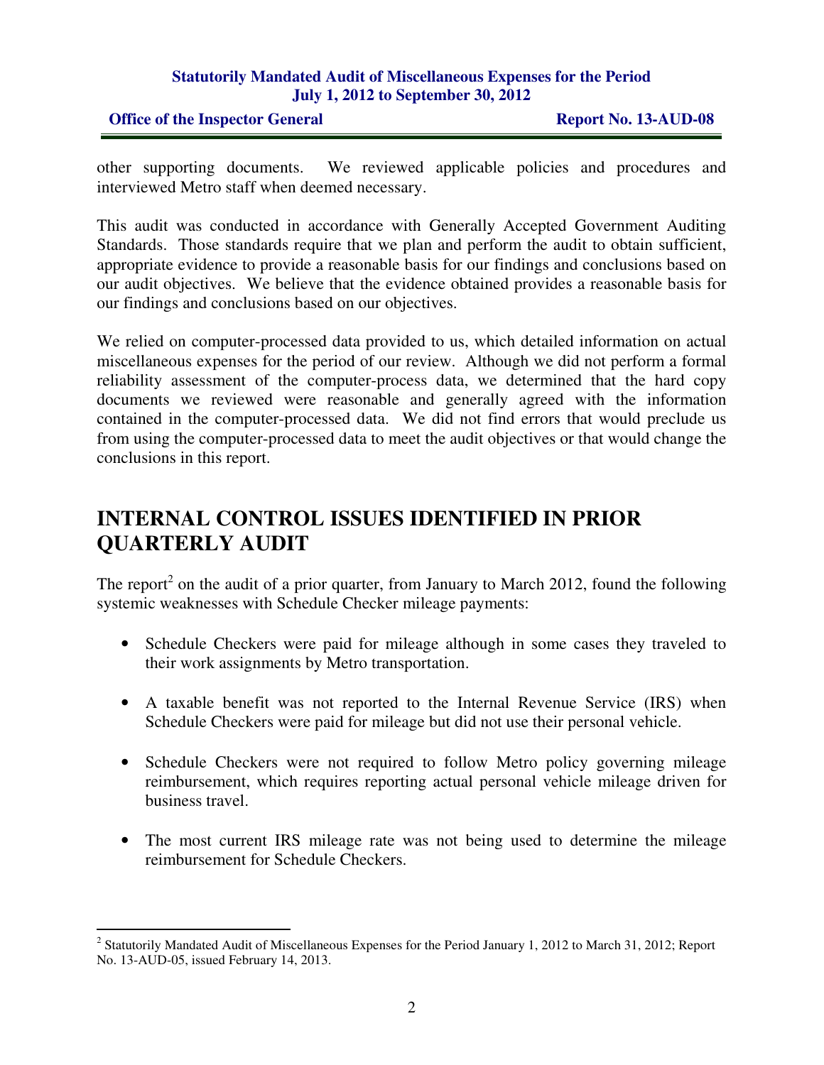other supporting documents. We reviewed applicable policies and procedures and interviewed Metro staff when deemed necessary.

This audit was conducted in accordance with Generally Accepted Government Auditing Standards. Those standards require that we plan and perform the audit to obtain sufficient, appropriate evidence to provide a reasonable basis for our findings and conclusions based on our audit objectives. We believe that the evidence obtained provides a reasonable basis for our findings and conclusions based on our objectives.

We relied on computer-processed data provided to us, which detailed information on actual miscellaneous expenses for the period of our review. Although we did not perform a formal reliability assessment of the computer-process data, we determined that the hard copy documents we reviewed were reasonable and generally agreed with the information contained in the computer-processed data. We did not find errors that would preclude us from using the computer-processed data to meet the audit objectives or that would change the conclusions in this report.

## INTERNAL CONTROL ISSUES IDENTIFIED IN PRIOR QUARTERLY AUDIT

The report[2] on the audit of a prior quarter, from January to March 2012, found the following systemic weaknesses with Schedule Checker mileage payments:

- Schedule Checkers were paid for mileage although in some cases they traveled to their work assignments by Metro transportation.
- A taxable benefit was not reported to the Internal Revenue Service (IRS) when Schedule Checkers were paid for mileage but did not use their personal vehicle.
- Schedule Checkers were not required to follow Metro policy governing mileage reimbursement, which requires reporting actual personal vehicle mileage driven for business travel.
- The most current IRS mileage rate was not being used to determine the mileage reimbursement for Schedule Checkers.

[2] Statutorily Mandated Audit of Miscellaneous Expenses for the Period January 1, 2012 to March 31, 2012; Report No. 13-AUD-05, issued February 14, 2013.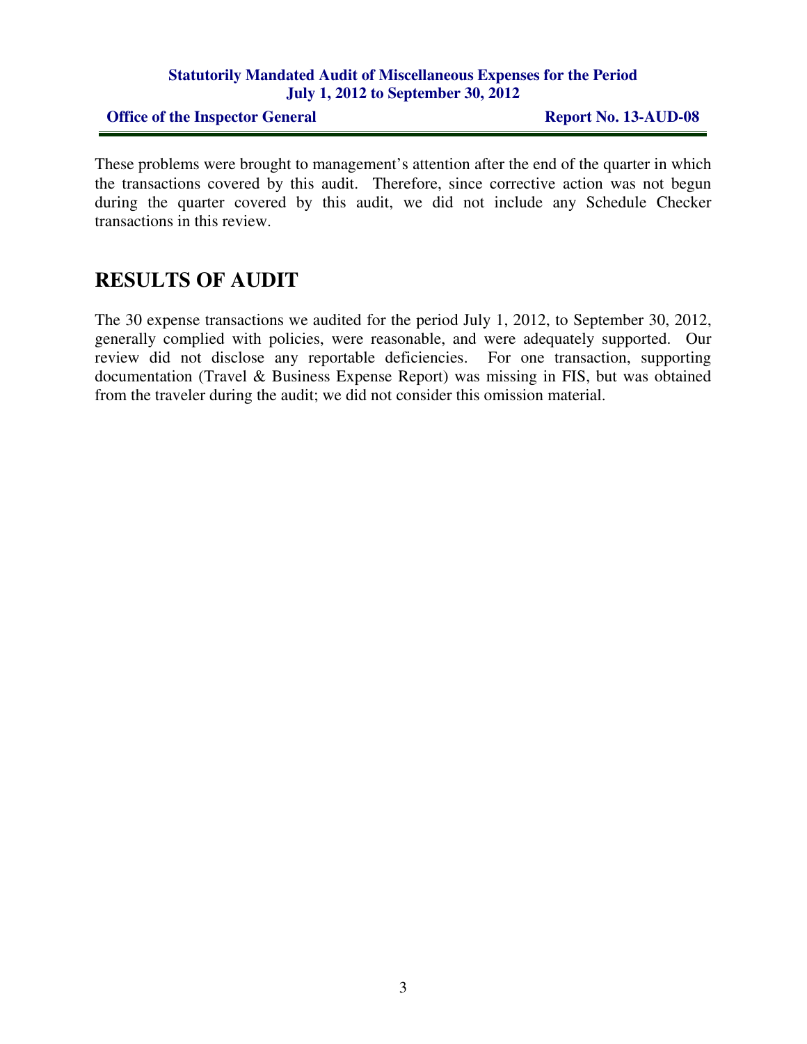These problems were brought to management's attention after the end of the quarter in which the transactions covered by this audit. Therefore, since corrective action was not begun during the quarter covered by this audit, we did not include any Schedule Checker transactions in this review.

## RESULTS OF AUDIT

The 30 expense transactions we audited for the period July 1, 2012, to September 30, 2012, generally complied with policies, were reasonable, and were adequately supported. Our review did not disclose any reportable deficiencies. For one transaction, supporting documentation (Travel & Business Expense Report) was missing in FIS, but was obtained from the traveler during the audit; we did not consider this omission material.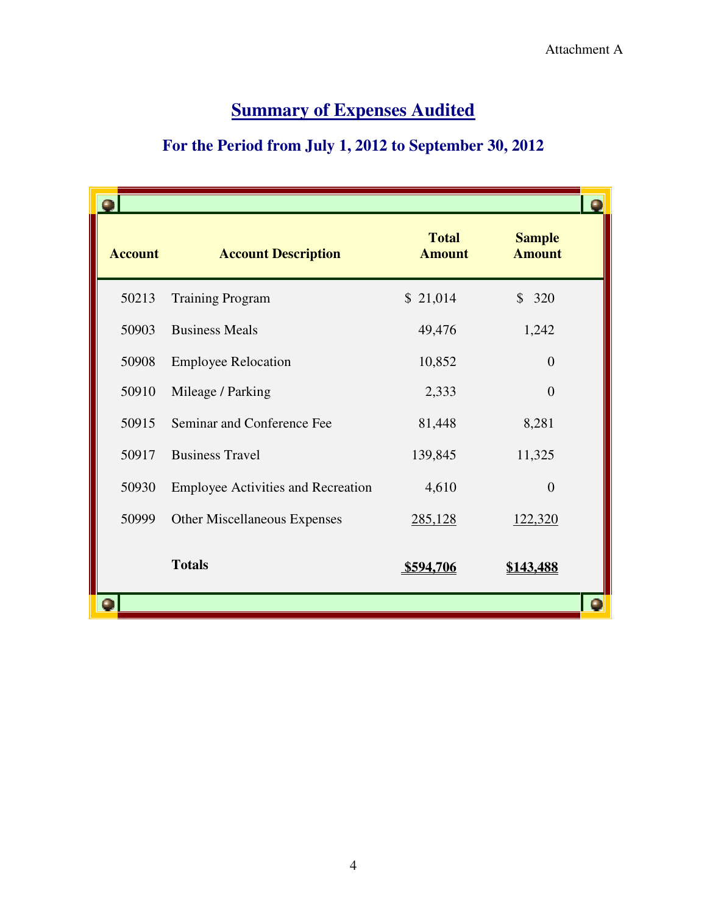Attachment A

# Summary of Expenses Audited

## For the Period from July 1, 2012 to September 30, 2012

| Account | Account Description | Total Amount | Sample Amount |
|---|---|---|---|
| 50213 | Training Program | $ 21,014 | $ 320 |
| 50903 | Business Meals | 49,476 | 1,242 |
| 50908 | Employee Relocation | 10,852 | 0 |
| 50910 | Mileage / Parking | 2,333 | 0 |
| 50915 | Seminar and Conference Fee | 81,448 | 8,281 |
| 50917 | Business Travel | 139,845 | 11,325 |
| 50930 | Employee Activities and Recreation | 4,610 | 0 |
| 50999 | Other Miscellaneous Expenses | 285,128 | 122,320 |
| | **Totals** | **$594,706** | **$143,488** |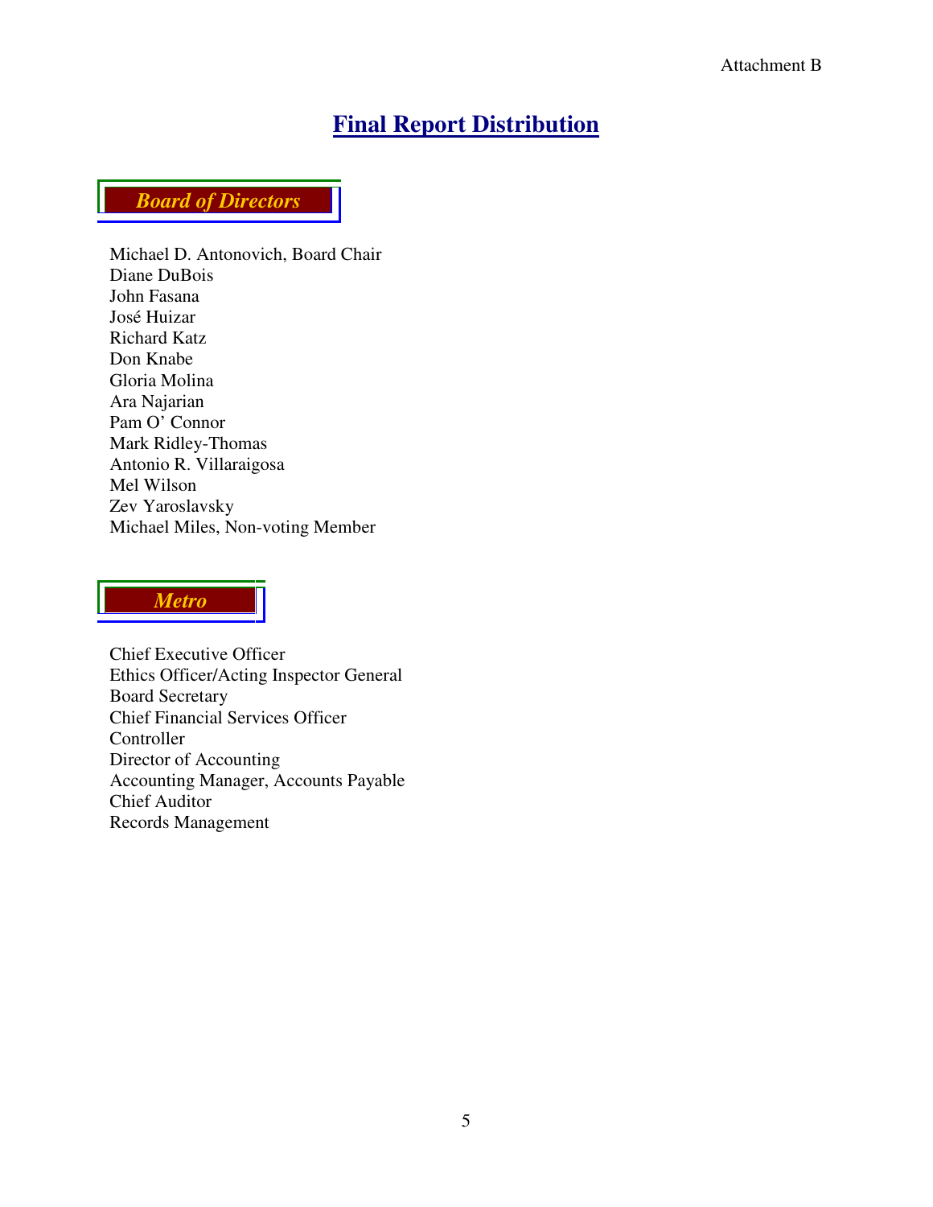Attachment B

# Final Report Distribution

## *Board of Directors*

Michael D. Antonovich, Board Chair
Diane DuBois
John Fasana
José Huizar
Richard Katz
Don Knabe
Gloria Molina
Ara Najarian
Pam O' Connor
Mark Ridley-Thomas
Antonio R. Villaraigosa
Mel Wilson
Zev Yaroslavsky
Michael Miles, Non-voting Member

## *Metro*

Chief Executive Officer
Ethics Officer/Acting Inspector General
Board Secretary
Chief Financial Services Officer
Controller
Director of Accounting
Accounting Manager, Accounts Payable
Chief Auditor
Records Management